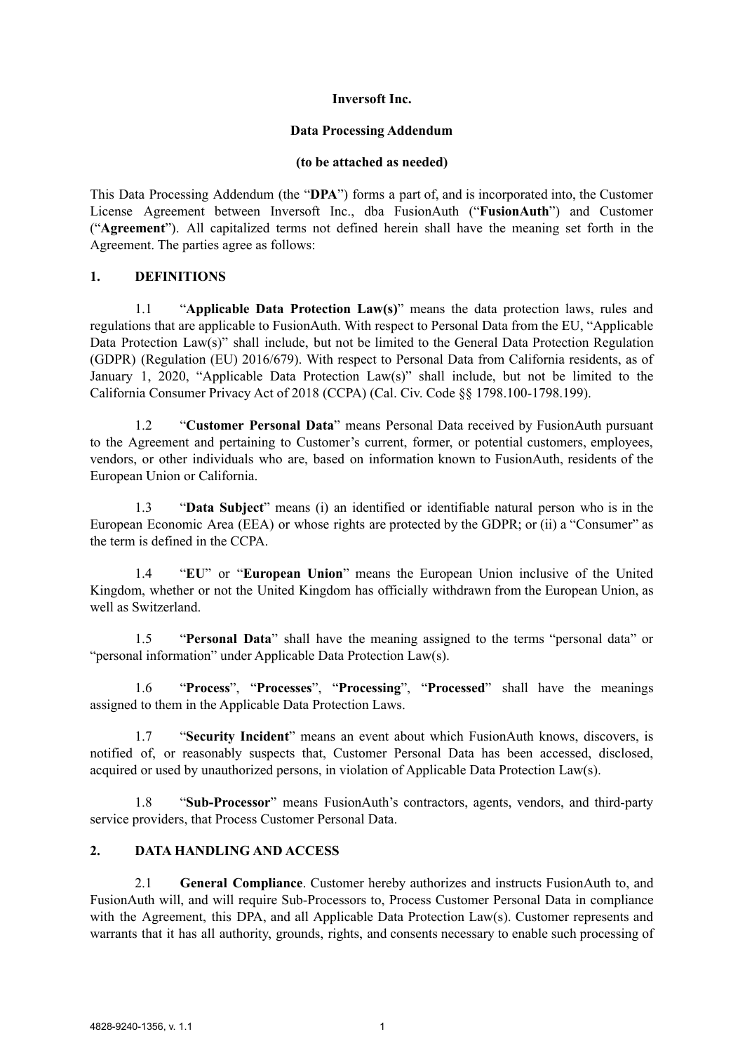**Inversoft Inc.**

**Data Processing Addendum**

**(to be attached as needed)**

This Data Processing Addendum (the "**DPA**") forms a part of, and is incorporated into, the Customer License Agreement between Inversoft Inc., dba FusionAuth ("**FusionAuth**") and Customer ("**Agreement**"). All capitalized terms not defined herein shall have the meaning set forth in the Agreement. The parties agree as follows:

## 1. DEFINITIONS

1.1 "**Applicable Data Protection Law(s)**" means the data protection laws, rules and regulations that are applicable to FusionAuth. With respect to Personal Data from the EU, "Applicable Data Protection Law(s)" shall include, but not be limited to the General Data Protection Regulation (GDPR) (Regulation (EU) 2016/679). With respect to Personal Data from California residents, as of January 1, 2020, "Applicable Data Protection Law(s)" shall include, but not be limited to the California Consumer Privacy Act of 2018 (CCPA) (Cal. Civ. Code §§ 1798.100-1798.199).

1.2 "**Customer Personal Data**" means Personal Data received by FusionAuth pursuant to the Agreement and pertaining to Customer's current, former, or potential customers, employees, vendors, or other individuals who are, based on information known to FusionAuth, residents of the European Union or California.

1.3 "**Data Subject**" means (i) an identified or identifiable natural person who is in the European Economic Area (EEA) or whose rights are protected by the GDPR; or (ii) a "Consumer" as the term is defined in the CCPA.

1.4 "**EU**" or "**European Union**" means the European Union inclusive of the United Kingdom, whether or not the United Kingdom has officially withdrawn from the European Union, as well as Switzerland.

1.5 "**Personal Data**" shall have the meaning assigned to the terms "personal data" or "personal information" under Applicable Data Protection Law(s).

1.6 "**Process**", "**Processes**", "**Processing**", "**Processed**" shall have the meanings assigned to them in the Applicable Data Protection Laws.

1.7 "**Security Incident**" means an event about which FusionAuth knows, discovers, is notified of, or reasonably suspects that, Customer Personal Data has been accessed, disclosed, acquired or used by unauthorized persons, in violation of Applicable Data Protection Law(s).

1.8 "**Sub-Processor**" means FusionAuth's contractors, agents, vendors, and third-party service providers, that Process Customer Personal Data.

## 2. DATA HANDLING AND ACCESS

2.1 **General Compliance**. Customer hereby authorizes and instructs FusionAuth to, and FusionAuth will, and will require Sub-Processors to, Process Customer Personal Data in compliance with the Agreement, this DPA, and all Applicable Data Protection Law(s). Customer represents and warrants that it has all authority, grounds, rights, and consents necessary to enable such processing of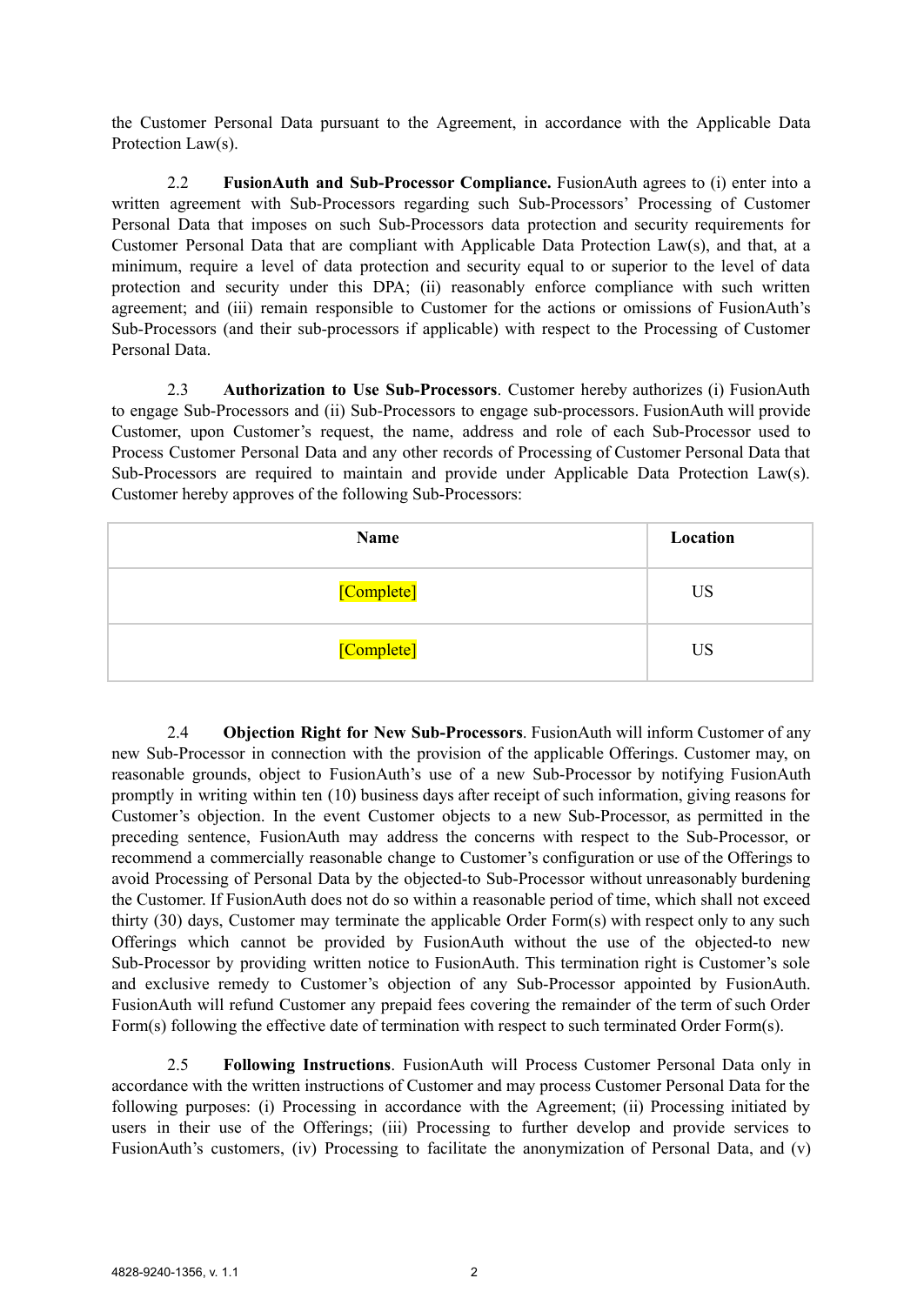the Customer Personal Data pursuant to the Agreement, in accordance with the Applicable Data Protection Law(s).

2.2 **FusionAuth and Sub-Processor Compliance.** FusionAuth agrees to (i) enter into a written agreement with Sub-Processors regarding such Sub-Processors' Processing of Customer Personal Data that imposes on such Sub-Processors data protection and security requirements for Customer Personal Data that are compliant with Applicable Data Protection Law(s), and that, at a minimum, require a level of data protection and security equal to or superior to the level of data protection and security under this DPA; (ii) reasonably enforce compliance with such written agreement; and (iii) remain responsible to Customer for the actions or omissions of FusionAuth's Sub-Processors (and their sub-processors if applicable) with respect to the Processing of Customer Personal Data.

2.3 **Authorization to Use Sub-Processors**. Customer hereby authorizes (i) FusionAuth to engage Sub-Processors and (ii) Sub-Processors to engage sub-processors. FusionAuth will provide Customer, upon Customer's request, the name, address and role of each Sub-Processor used to Process Customer Personal Data and any other records of Processing of Customer Personal Data that Sub-Processors are required to maintain and provide under Applicable Data Protection Law(s). Customer hereby approves of the following Sub-Processors:

| Name | Location |
| --- | --- |
| [Complete] | US |
| [Complete] | US |

2.4 **Objection Right for New Sub-Processors**. FusionAuth will inform Customer of any new Sub-Processor in connection with the provision of the applicable Offerings. Customer may, on reasonable grounds, object to FusionAuth's use of a new Sub-Processor by notifying FusionAuth promptly in writing within ten (10) business days after receipt of such information, giving reasons for Customer's objection. In the event Customer objects to a new Sub-Processor, as permitted in the preceding sentence, FusionAuth may address the concerns with respect to the Sub-Processor, or recommend a commercially reasonable change to Customer's configuration or use of the Offerings to avoid Processing of Personal Data by the objected-to Sub-Processor without unreasonably burdening the Customer. If FusionAuth does not do so within a reasonable period of time, which shall not exceed thirty (30) days, Customer may terminate the applicable Order Form(s) with respect only to any such Offerings which cannot be provided by FusionAuth without the use of the objected-to new Sub-Processor by providing written notice to FusionAuth. This termination right is Customer's sole and exclusive remedy to Customer's objection of any Sub-Processor appointed by FusionAuth. FusionAuth will refund Customer any prepaid fees covering the remainder of the term of such Order Form(s) following the effective date of termination with respect to such terminated Order Form(s).

2.5 **Following Instructions**. FusionAuth will Process Customer Personal Data only in accordance with the written instructions of Customer and may process Customer Personal Data for the following purposes: (i) Processing in accordance with the Agreement; (ii) Processing initiated by users in their use of the Offerings; (iii) Processing to further develop and provide services to FusionAuth's customers, (iv) Processing to facilitate the anonymization of Personal Data, and (v)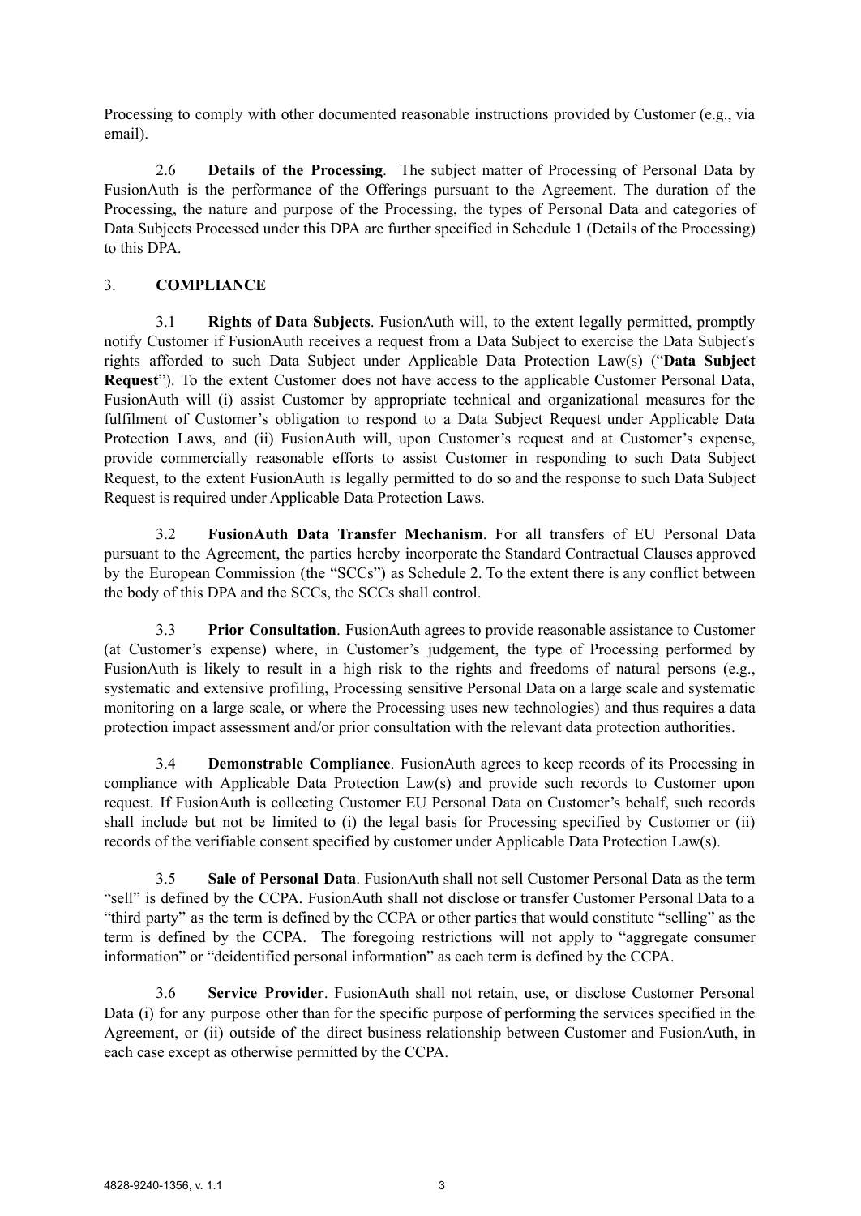Processing to comply with other documented reasonable instructions provided by Customer (e.g., via email).

2.6 **Details of the Processing**. The subject matter of Processing of Personal Data by FusionAuth is the performance of the Offerings pursuant to the Agreement. The duration of the Processing, the nature and purpose of the Processing, the types of Personal Data and categories of Data Subjects Processed under this DPA are further specified in Schedule 1 (Details of the Processing) to this DPA.

3. **COMPLIANCE**

3.1 **Rights of Data Subjects**. FusionAuth will, to the extent legally permitted, promptly notify Customer if FusionAuth receives a request from a Data Subject to exercise the Data Subject's rights afforded to such Data Subject under Applicable Data Protection Law(s) ("**Data Subject Request**"). To the extent Customer does not have access to the applicable Customer Personal Data, FusionAuth will (i) assist Customer by appropriate technical and organizational measures for the fulfilment of Customer's obligation to respond to a Data Subject Request under Applicable Data Protection Laws, and (ii) FusionAuth will, upon Customer's request and at Customer's expense, provide commercially reasonable efforts to assist Customer in responding to such Data Subject Request, to the extent FusionAuth is legally permitted to do so and the response to such Data Subject Request is required under Applicable Data Protection Laws.

3.2 **FusionAuth Data Transfer Mechanism**. For all transfers of EU Personal Data pursuant to the Agreement, the parties hereby incorporate the Standard Contractual Clauses approved by the European Commission (the "SCCs") as Schedule 2. To the extent there is any conflict between the body of this DPA and the SCCs, the SCCs shall control.

3.3 **Prior Consultation**. FusionAuth agrees to provide reasonable assistance to Customer (at Customer's expense) where, in Customer's judgement, the type of Processing performed by FusionAuth is likely to result in a high risk to the rights and freedoms of natural persons (e.g., systematic and extensive profiling, Processing sensitive Personal Data on a large scale and systematic monitoring on a large scale, or where the Processing uses new technologies) and thus requires a data protection impact assessment and/or prior consultation with the relevant data protection authorities.

3.4 **Demonstrable Compliance**. FusionAuth agrees to keep records of its Processing in compliance with Applicable Data Protection Law(s) and provide such records to Customer upon request. If FusionAuth is collecting Customer EU Personal Data on Customer's behalf, such records shall include but not be limited to (i) the legal basis for Processing specified by Customer or (ii) records of the verifiable consent specified by customer under Applicable Data Protection Law(s).

3.5 **Sale of Personal Data**. FusionAuth shall not sell Customer Personal Data as the term "sell" is defined by the CCPA. FusionAuth shall not disclose or transfer Customer Personal Data to a "third party" as the term is defined by the CCPA or other parties that would constitute "selling" as the term is defined by the CCPA. The foregoing restrictions will not apply to "aggregate consumer information" or "deidentified personal information" as each term is defined by the CCPA.

3.6 **Service Provider**. FusionAuth shall not retain, use, or disclose Customer Personal Data (i) for any purpose other than for the specific purpose of performing the services specified in the Agreement, or (ii) outside of the direct business relationship between Customer and FusionAuth, in each case except as otherwise permitted by the CCPA.

4828-9240-1356, v. 1.1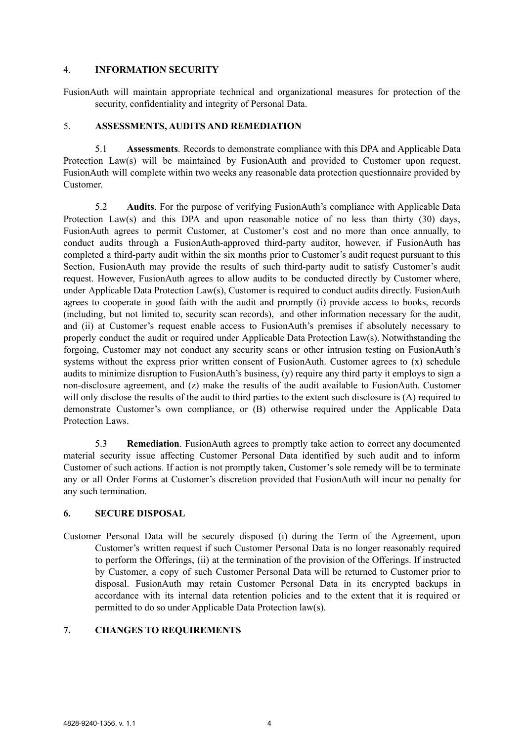## 4. INFORMATION SECURITY

FusionAuth will maintain appropriate technical and organizational measures for protection of the security, confidentiality and integrity of Personal Data.

## 5. ASSESSMENTS, AUDITS AND REMEDIATION

5.1 **Assessments**. Records to demonstrate compliance with this DPA and Applicable Data Protection Law(s) will be maintained by FusionAuth and provided to Customer upon request. FusionAuth will complete within two weeks any reasonable data protection questionnaire provided by Customer.

5.2 **Audits**. For the purpose of verifying FusionAuth's compliance with Applicable Data Protection Law(s) and this DPA and upon reasonable notice of no less than thirty (30) days, FusionAuth agrees to permit Customer, at Customer's cost and no more than once annually, to conduct audits through a FusionAuth-approved third-party auditor, however, if FusionAuth has completed a third-party audit within the six months prior to Customer's audit request pursuant to this Section, FusionAuth may provide the results of such third-party audit to satisfy Customer's audit request. However, FusionAuth agrees to allow audits to be conducted directly by Customer where, under Applicable Data Protection Law(s), Customer is required to conduct audits directly. FusionAuth agrees to cooperate in good faith with the audit and promptly (i) provide access to books, records (including, but not limited to, security scan records), and other information necessary for the audit, and (ii) at Customer's request enable access to FusionAuth's premises if absolutely necessary to properly conduct the audit or required under Applicable Data Protection Law(s). Notwithstanding the forgoing, Customer may not conduct any security scans or other intrusion testing on FusionAuth's systems without the express prior written consent of FusionAuth. Customer agrees to (x) schedule audits to minimize disruption to FusionAuth's business, (y) require any third party it employs to sign a non-disclosure agreement, and (z) make the results of the audit available to FusionAuth. Customer will only disclose the results of the audit to third parties to the extent such disclosure is (A) required to demonstrate Customer's own compliance, or (B) otherwise required under the Applicable Data Protection Laws.

5.3 **Remediation**. FusionAuth agrees to promptly take action to correct any documented material security issue affecting Customer Personal Data identified by such audit and to inform Customer of such actions. If action is not promptly taken, Customer's sole remedy will be to terminate any or all Order Forms at Customer's discretion provided that FusionAuth will incur no penalty for any such termination.

## 6. SECURE DISPOSAL

Customer Personal Data will be securely disposed (i) during the Term of the Agreement, upon Customer's written request if such Customer Personal Data is no longer reasonably required to perform the Offerings, (ii) at the termination of the provision of the Offerings. If instructed by Customer, a copy of such Customer Personal Data will be returned to Customer prior to disposal. FusionAuth may retain Customer Personal Data in its encrypted backups in accordance with its internal data retention policies and to the extent that it is required or permitted to do so under Applicable Data Protection law(s).

## 7. CHANGES TO REQUIREMENTS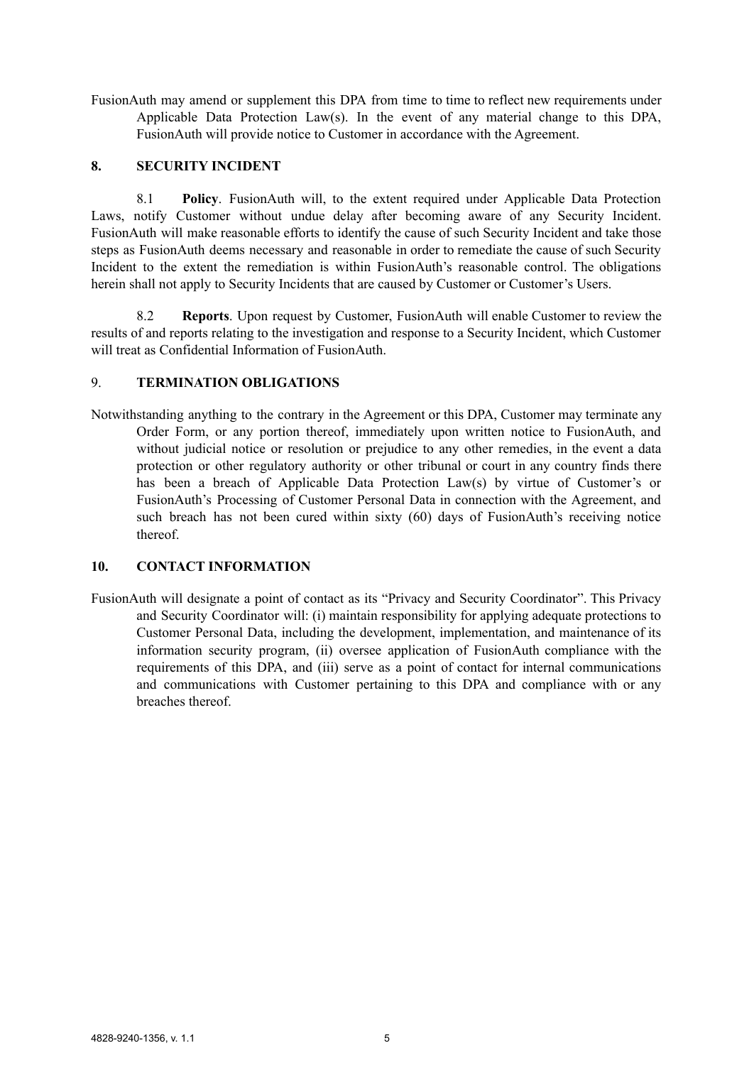FusionAuth may amend or supplement this DPA from time to time to reflect new requirements under Applicable Data Protection Law(s). In the event of any material change to this DPA, FusionAuth will provide notice to Customer in accordance with the Agreement.

## 8. SECURITY INCIDENT

8.1 **Policy**. FusionAuth will, to the extent required under Applicable Data Protection Laws, notify Customer without undue delay after becoming aware of any Security Incident. FusionAuth will make reasonable efforts to identify the cause of such Security Incident and take those steps as FusionAuth deems necessary and reasonable in order to remediate the cause of such Security Incident to the extent the remediation is within FusionAuth's reasonable control. The obligations herein shall not apply to Security Incidents that are caused by Customer or Customer's Users.

8.2 **Reports**. Upon request by Customer, FusionAuth will enable Customer to review the results of and reports relating to the investigation and response to a Security Incident, which Customer will treat as Confidential Information of FusionAuth.

## 9. TERMINATION OBLIGATIONS

Notwithstanding anything to the contrary in the Agreement or this DPA, Customer may terminate any Order Form, or any portion thereof, immediately upon written notice to FusionAuth, and without judicial notice or resolution or prejudice to any other remedies, in the event a data protection or other regulatory authority or other tribunal or court in any country finds there has been a breach of Applicable Data Protection Law(s) by virtue of Customer's or FusionAuth's Processing of Customer Personal Data in connection with the Agreement, and such breach has not been cured within sixty (60) days of FusionAuth's receiving notice thereof.

## 10. CONTACT INFORMATION

FusionAuth will designate a point of contact as its "Privacy and Security Coordinator". This Privacy and Security Coordinator will: (i) maintain responsibility for applying adequate protections to Customer Personal Data, including the development, implementation, and maintenance of its information security program, (ii) oversee application of FusionAuth compliance with the requirements of this DPA, and (iii) serve as a point of contact for internal communications and communications with Customer pertaining to this DPA and compliance with or any breaches thereof.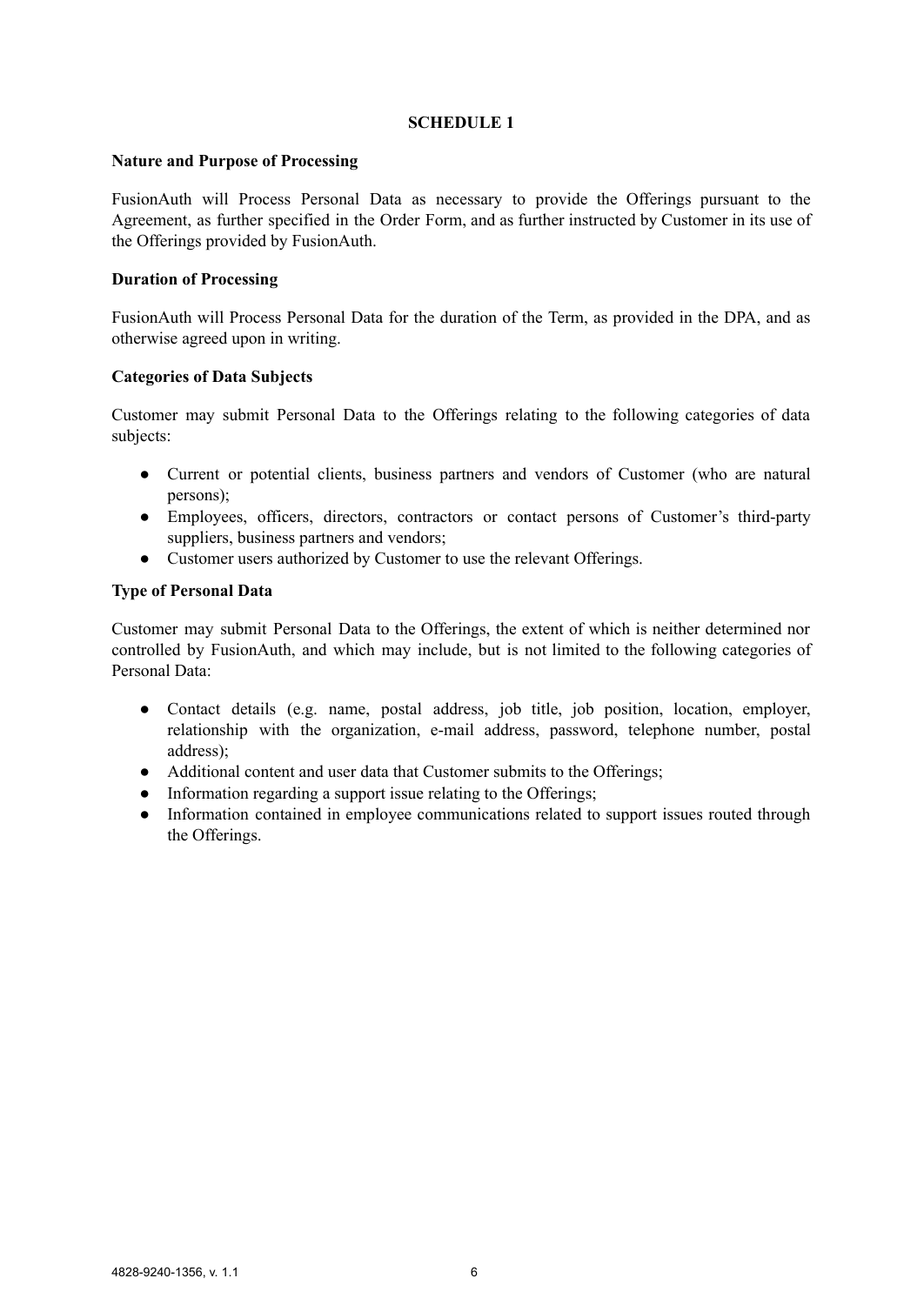# SCHEDULE 1

**Nature and Purpose of Processing**

FusionAuth will Process Personal Data as necessary to provide the Offerings pursuant to the Agreement, as further specified in the Order Form, and as further instructed by Customer in its use of the Offerings provided by FusionAuth.

**Duration of Processing**

FusionAuth will Process Personal Data for the duration of the Term, as provided in the DPA, and as otherwise agreed upon in writing.

**Categories of Data Subjects**

Customer may submit Personal Data to the Offerings relating to the following categories of data subjects:

- Current or potential clients, business partners and vendors of Customer (who are natural persons);
- Employees, officers, directors, contractors or contact persons of Customer's third-party suppliers, business partners and vendors;
- Customer users authorized by Customer to use the relevant Offerings.

**Type of Personal Data**

Customer may submit Personal Data to the Offerings, the extent of which is neither determined nor controlled by FusionAuth, and which may include, but is not limited to the following categories of Personal Data:

- Contact details (e.g. name, postal address, job title, job position, location, employer, relationship with the organization, e-mail address, password, telephone number, postal address);
- Additional content and user data that Customer submits to the Offerings;
- Information regarding a support issue relating to the Offerings;
- Information contained in employee communications related to support issues routed through the Offerings.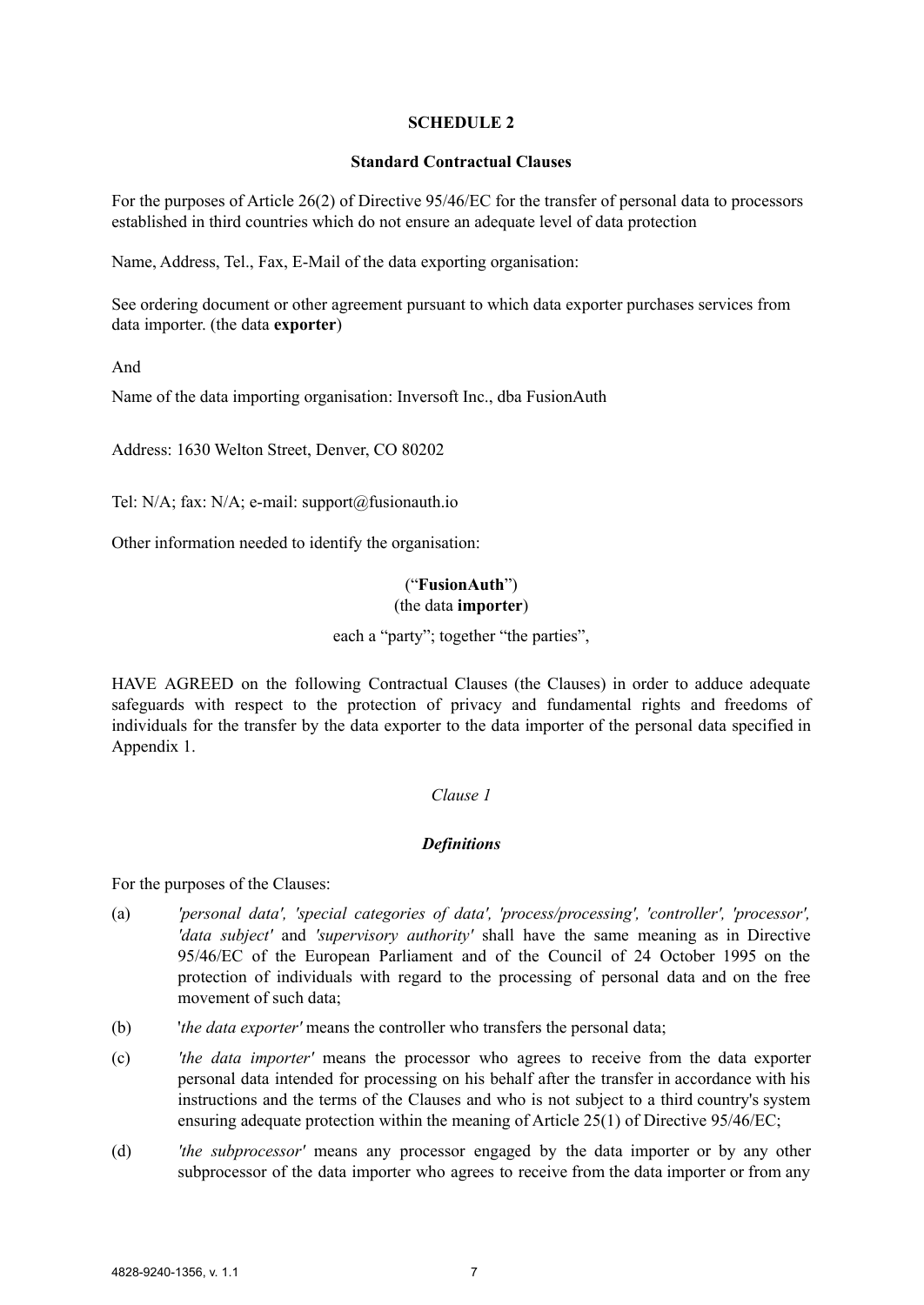**SCHEDULE 2**

**Standard Contractual Clauses**

For the purposes of Article 26(2) of Directive 95/46/EC for the transfer of personal data to processors established in third countries which do not ensure an adequate level of data protection

Name, Address, Tel., Fax, E-Mail of the data exporting organisation:

See ordering document or other agreement pursuant to which data exporter purchases services from data importer. (the data **exporter**)

And

Name of the data importing organisation: Inversoft Inc., dba FusionAuth

Address: 1630 Welton Street, Denver, CO 80202

Tel: N/A; fax: N/A; e-mail: support@fusionauth.io

Other information needed to identify the organisation:

(“**FusionAuth**”)
(the data **importer**)

each a “party”; together “the parties”,

HAVE AGREED on the following Contractual Clauses (the Clauses) in order to adduce adequate safeguards with respect to the protection of privacy and fundamental rights and freedoms of individuals for the transfer by the data exporter to the data importer of the personal data specified in Appendix 1.

*Clause 1*

***Definitions***

For the purposes of the Clauses:

(a) *'personal data', 'special categories of data', 'process/processing', 'controller', 'processor', 'data subject'* and *'supervisory authority'* shall have the same meaning as in Directive 95/46/EC of the European Parliament and of the Council of 24 October 1995 on the protection of individuals with regard to the processing of personal data and on the free movement of such data;

(b) '*the data exporter'* means the controller who transfers the personal data;

(c) *'the data importer'* means the processor who agrees to receive from the data exporter personal data intended for processing on his behalf after the transfer in accordance with his instructions and the terms of the Clauses and who is not subject to a third country's system ensuring adequate protection within the meaning of Article 25(1) of Directive 95/46/EC;

(d) *'the subprocessor'* means any processor engaged by the data importer or by any other subprocessor of the data importer who agrees to receive from the data importer or from any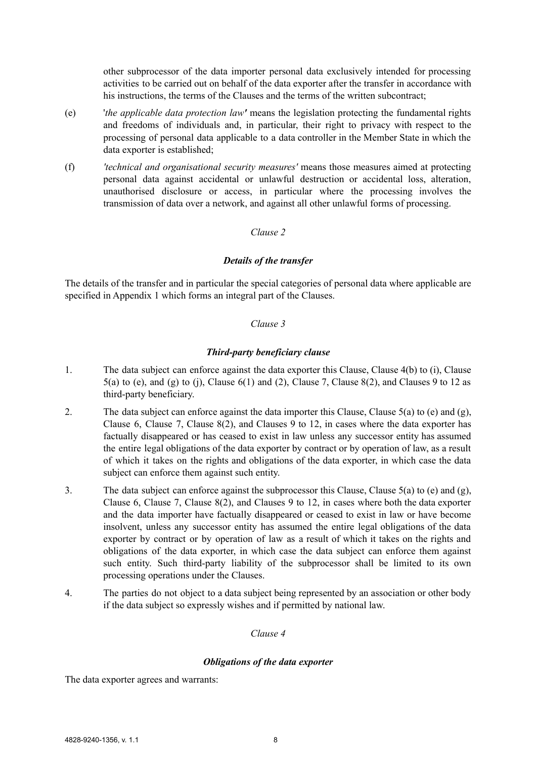other subprocessor of the data importer personal data exclusively intended for processing activities to be carried out on behalf of the data exporter after the transfer in accordance with his instructions, the terms of the Clauses and the terms of the written subcontract;

(e) '*the applicable data protection law'* means the legislation protecting the fundamental rights and freedoms of individuals and, in particular, their right to privacy with respect to the processing of personal data applicable to a data controller in the Member State in which the data exporter is established;

(f) *'technical and organisational security measures'* means those measures aimed at protecting personal data against accidental or unlawful destruction or accidental loss, alteration, unauthorised disclosure or access, in particular where the processing involves the transmission of data over a network, and against all other unlawful forms of processing.

*Clause 2*

***Details of the transfer***

The details of the transfer and in particular the special categories of personal data where applicable are specified in Appendix 1 which forms an integral part of the Clauses.

*Clause 3*

***Third-party beneficiary clause***

1. The data subject can enforce against the data exporter this Clause, Clause 4(b) to (i), Clause 5(a) to (e), and (g) to (j), Clause 6(1) and (2), Clause 7, Clause 8(2), and Clauses 9 to 12 as third-party beneficiary.

2. The data subject can enforce against the data importer this Clause, Clause 5(a) to (e) and (g), Clause 6, Clause 7, Clause 8(2), and Clauses 9 to 12, in cases where the data exporter has factually disappeared or has ceased to exist in law unless any successor entity has assumed the entire legal obligations of the data exporter by contract or by operation of law, as a result of which it takes on the rights and obligations of the data exporter, in which case the data subject can enforce them against such entity.

3. The data subject can enforce against the subprocessor this Clause, Clause 5(a) to (e) and (g), Clause 6, Clause 7, Clause 8(2), and Clauses 9 to 12, in cases where both the data exporter and the data importer have factually disappeared or ceased to exist in law or have become insolvent, unless any successor entity has assumed the entire legal obligations of the data exporter by contract or by operation of law as a result of which it takes on the rights and obligations of the data exporter, in which case the data subject can enforce them against such entity. Such third-party liability of the subprocessor shall be limited to its own processing operations under the Clauses.

4. The parties do not object to a data subject being represented by an association or other body if the data subject so expressly wishes and if permitted by national law.

*Clause 4*

***Obligations of the data exporter***

The data exporter agrees and warrants: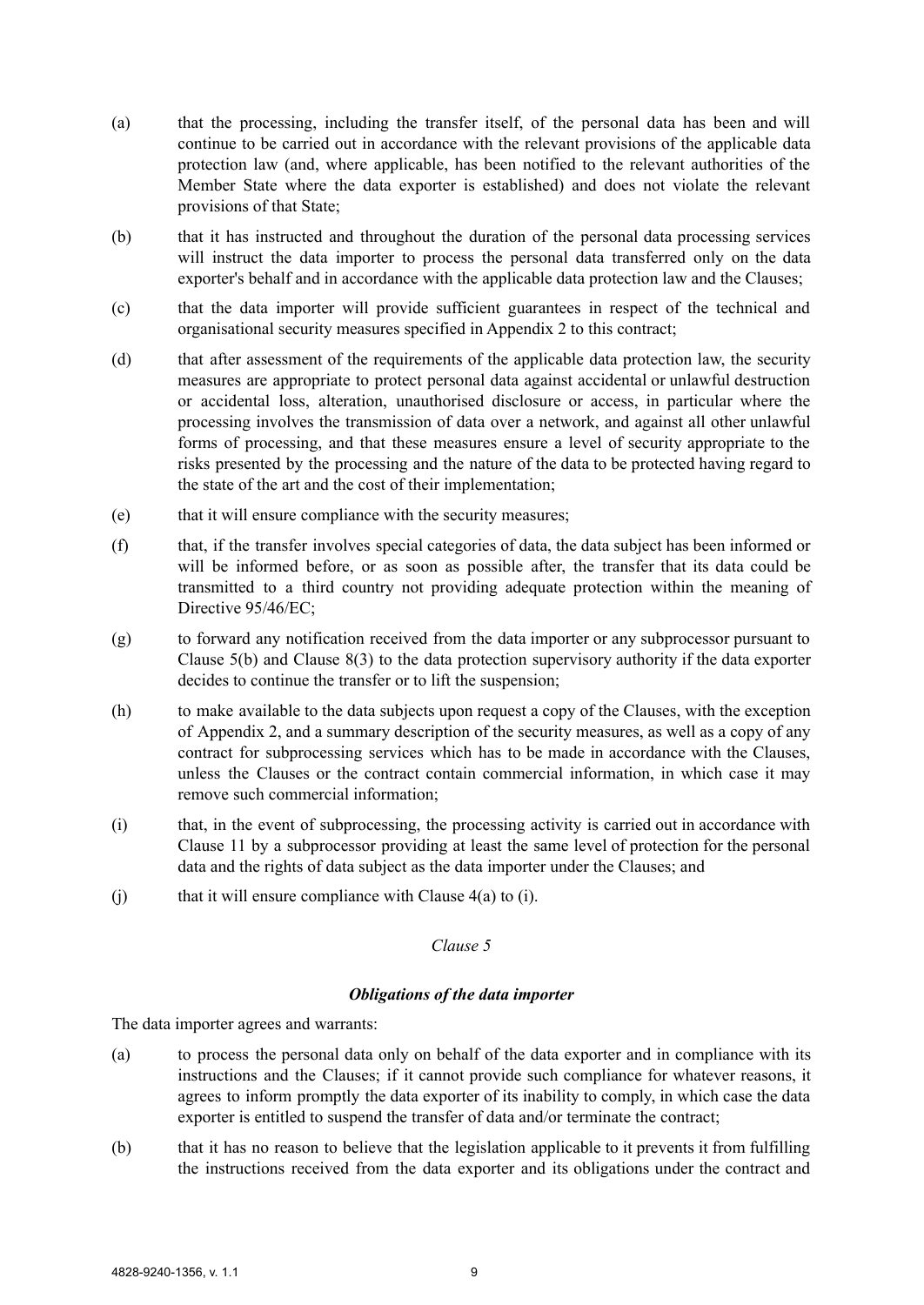(a) that the processing, including the transfer itself, of the personal data has been and will continue to be carried out in accordance with the relevant provisions of the applicable data protection law (and, where applicable, has been notified to the relevant authorities of the Member State where the data exporter is established) and does not violate the relevant provisions of that State;

(b) that it has instructed and throughout the duration of the personal data processing services will instruct the data importer to process the personal data transferred only on the data exporter's behalf and in accordance with the applicable data protection law and the Clauses;

(c) that the data importer will provide sufficient guarantees in respect of the technical and organisational security measures specified in Appendix 2 to this contract;

(d) that after assessment of the requirements of the applicable data protection law, the security measures are appropriate to protect personal data against accidental or unlawful destruction or accidental loss, alteration, unauthorised disclosure or access, in particular where the processing involves the transmission of data over a network, and against all other unlawful forms of processing, and that these measures ensure a level of security appropriate to the risks presented by the processing and the nature of the data to be protected having regard to the state of the art and the cost of their implementation;

(e) that it will ensure compliance with the security measures;

(f) that, if the transfer involves special categories of data, the data subject has been informed or will be informed before, or as soon as possible after, the transfer that its data could be transmitted to a third country not providing adequate protection within the meaning of Directive 95/46/EC;

(g) to forward any notification received from the data importer or any subprocessor pursuant to Clause 5(b) and Clause 8(3) to the data protection supervisory authority if the data exporter decides to continue the transfer or to lift the suspension;

(h) to make available to the data subjects upon request a copy of the Clauses, with the exception of Appendix 2, and a summary description of the security measures, as well as a copy of any contract for subprocessing services which has to be made in accordance with the Clauses, unless the Clauses or the contract contain commercial information, in which case it may remove such commercial information;

(i) that, in the event of subprocessing, the processing activity is carried out in accordance with Clause 11 by a subprocessor providing at least the same level of protection for the personal data and the rights of data subject as the data importer under the Clauses; and

(j) that it will ensure compliance with Clause 4(a) to (i).

*Clause 5*

***Obligations of the data importer***

The data importer agrees and warrants:

(a) to process the personal data only on behalf of the data exporter and in compliance with its instructions and the Clauses; if it cannot provide such compliance for whatever reasons, it agrees to inform promptly the data exporter of its inability to comply, in which case the data exporter is entitled to suspend the transfer of data and/or terminate the contract;

(b) that it has no reason to believe that the legislation applicable to it prevents it from fulfilling the instructions received from the data exporter and its obligations under the contract and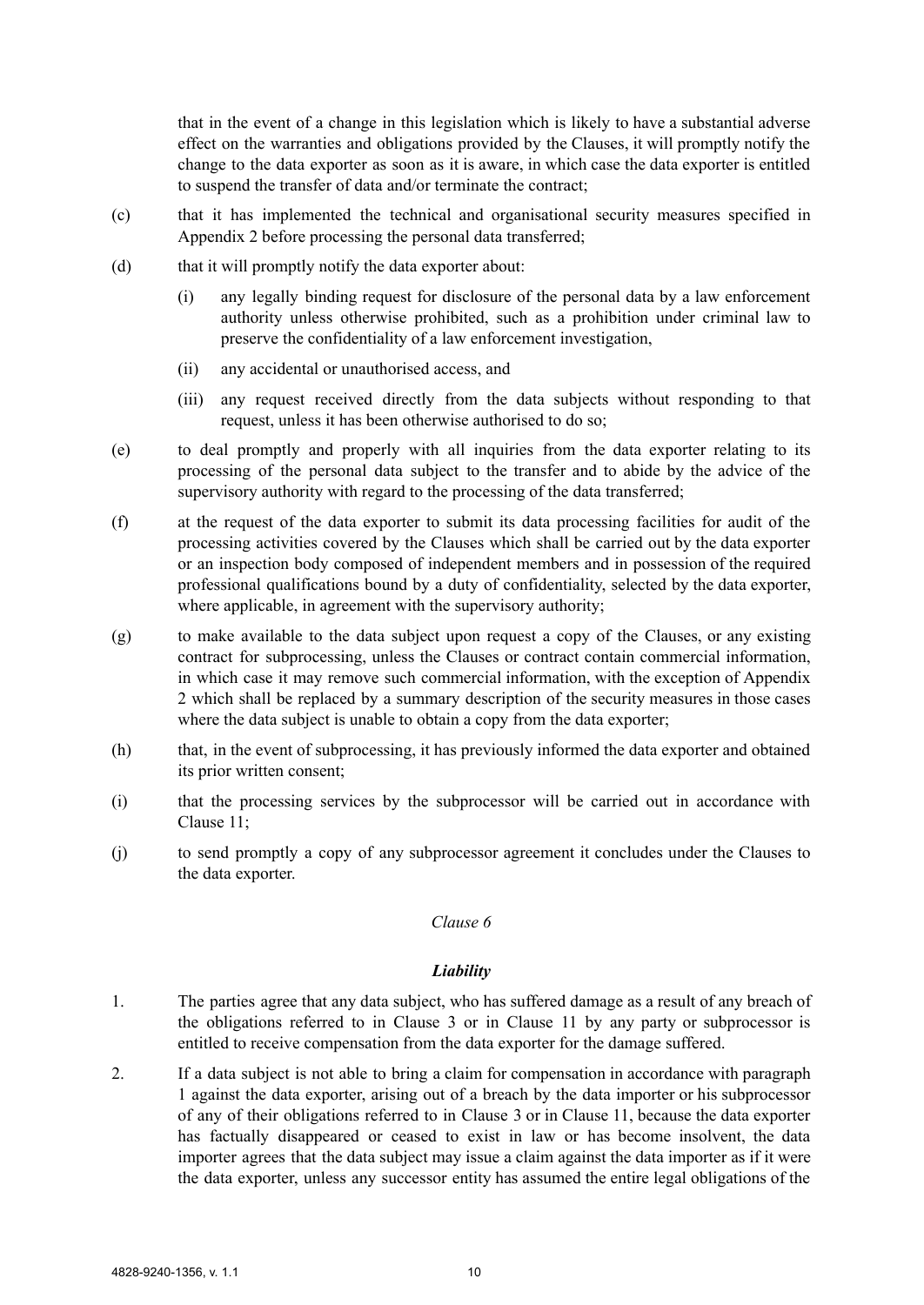that in the event of a change in this legislation which is likely to have a substantial adverse effect on the warranties and obligations provided by the Clauses, it will promptly notify the change to the data exporter as soon as it is aware, in which case the data exporter is entitled to suspend the transfer of data and/or terminate the contract;

(c) that it has implemented the technical and organisational security measures specified in Appendix 2 before processing the personal data transferred;

(d) that it will promptly notify the data exporter about:

  (i) any legally binding request for disclosure of the personal data by a law enforcement authority unless otherwise prohibited, such as a prohibition under criminal law to preserve the confidentiality of a law enforcement investigation,

  (ii) any accidental or unauthorised access, and

  (iii) any request received directly from the data subjects without responding to that request, unless it has been otherwise authorised to do so;

(e) to deal promptly and properly with all inquiries from the data exporter relating to its processing of the personal data subject to the transfer and to abide by the advice of the supervisory authority with regard to the processing of the data transferred;

(f) at the request of the data exporter to submit its data processing facilities for audit of the processing activities covered by the Clauses which shall be carried out by the data exporter or an inspection body composed of independent members and in possession of the required professional qualifications bound by a duty of confidentiality, selected by the data exporter, where applicable, in agreement with the supervisory authority;

(g) to make available to the data subject upon request a copy of the Clauses, or any existing contract for subprocessing, unless the Clauses or contract contain commercial information, in which case it may remove such commercial information, with the exception of Appendix 2 which shall be replaced by a summary description of the security measures in those cases where the data subject is unable to obtain a copy from the data exporter;

(h) that, in the event of subprocessing, it has previously informed the data exporter and obtained its prior written consent;

(i) that the processing services by the subprocessor will be carried out in accordance with Clause 11;

(j) to send promptly a copy of any subprocessor agreement it concludes under the Clauses to the data exporter.

*Clause 6*

***Liability***

1. The parties agree that any data subject, who has suffered damage as a result of any breach of the obligations referred to in Clause 3 or in Clause 11 by any party or subprocessor is entitled to receive compensation from the data exporter for the damage suffered.

2. If a data subject is not able to bring a claim for compensation in accordance with paragraph 1 against the data exporter, arising out of a breach by the data importer or his subprocessor of any of their obligations referred to in Clause 3 or in Clause 11, because the data exporter has factually disappeared or ceased to exist in law or has become insolvent, the data importer agrees that the data subject may issue a claim against the data importer as if it were the data exporter, unless any successor entity has assumed the entire legal obligations of the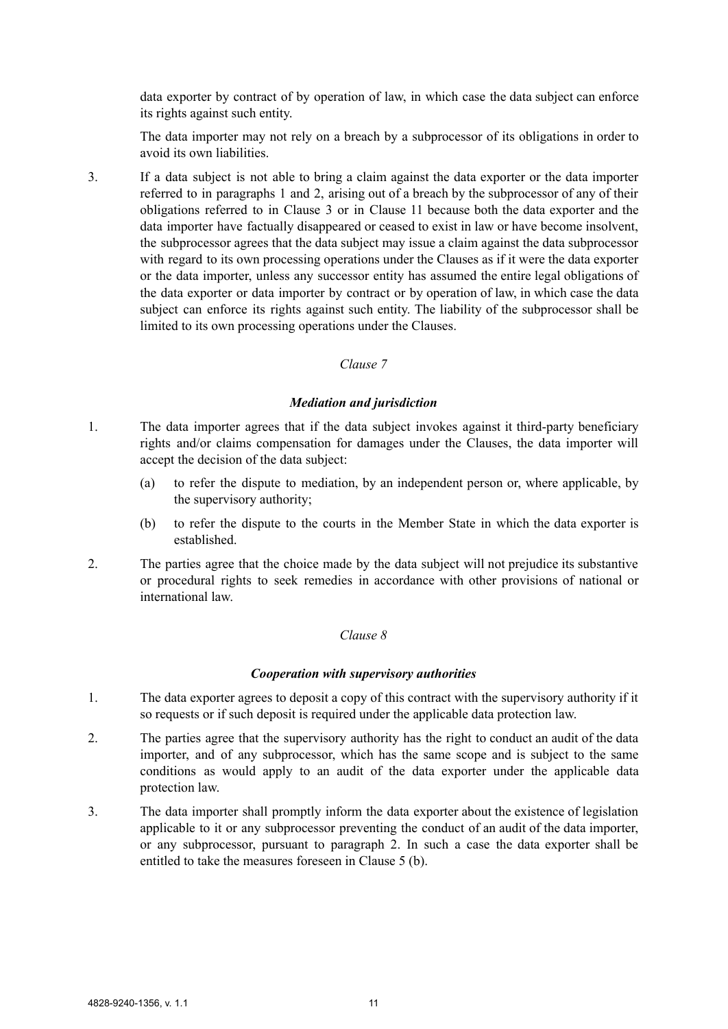data exporter by contract of by operation of law, in which case the data subject can enforce its rights against such entity.

The data importer may not rely on a breach by a subprocessor of its obligations in order to avoid its own liabilities.

3. If a data subject is not able to bring a claim against the data exporter or the data importer referred to in paragraphs 1 and 2, arising out of a breach by the subprocessor of any of their obligations referred to in Clause 3 or in Clause 11 because both the data exporter and the data importer have factually disappeared or ceased to exist in law or have become insolvent, the subprocessor agrees that the data subject may issue a claim against the data subprocessor with regard to its own processing operations under the Clauses as if it were the data exporter or the data importer, unless any successor entity has assumed the entire legal obligations of the data exporter or data importer by contract or by operation of law, in which case the data subject can enforce its rights against such entity. The liability of the subprocessor shall be limited to its own processing operations under the Clauses.

*Clause 7*

***Mediation and jurisdiction***

1. The data importer agrees that if the data subject invokes against it third-party beneficiary rights and/or claims compensation for damages under the Clauses, the data importer will accept the decision of the data subject:

   (a) to refer the dispute to mediation, by an independent person or, where applicable, by the supervisory authority;

   (b) to refer the dispute to the courts in the Member State in which the data exporter is established.

2. The parties agree that the choice made by the data subject will not prejudice its substantive or procedural rights to seek remedies in accordance with other provisions of national or international law.

*Clause 8*

***Cooperation with supervisory authorities***

1. The data exporter agrees to deposit a copy of this contract with the supervisory authority if it so requests or if such deposit is required under the applicable data protection law.

2. The parties agree that the supervisory authority has the right to conduct an audit of the data importer, and of any subprocessor, which has the same scope and is subject to the same conditions as would apply to an audit of the data exporter under the applicable data protection law.

3. The data importer shall promptly inform the data exporter about the existence of legislation applicable to it or any subprocessor preventing the conduct of an audit of the data importer, or any subprocessor, pursuant to paragraph 2. In such a case the data exporter shall be entitled to take the measures foreseen in Clause 5 (b).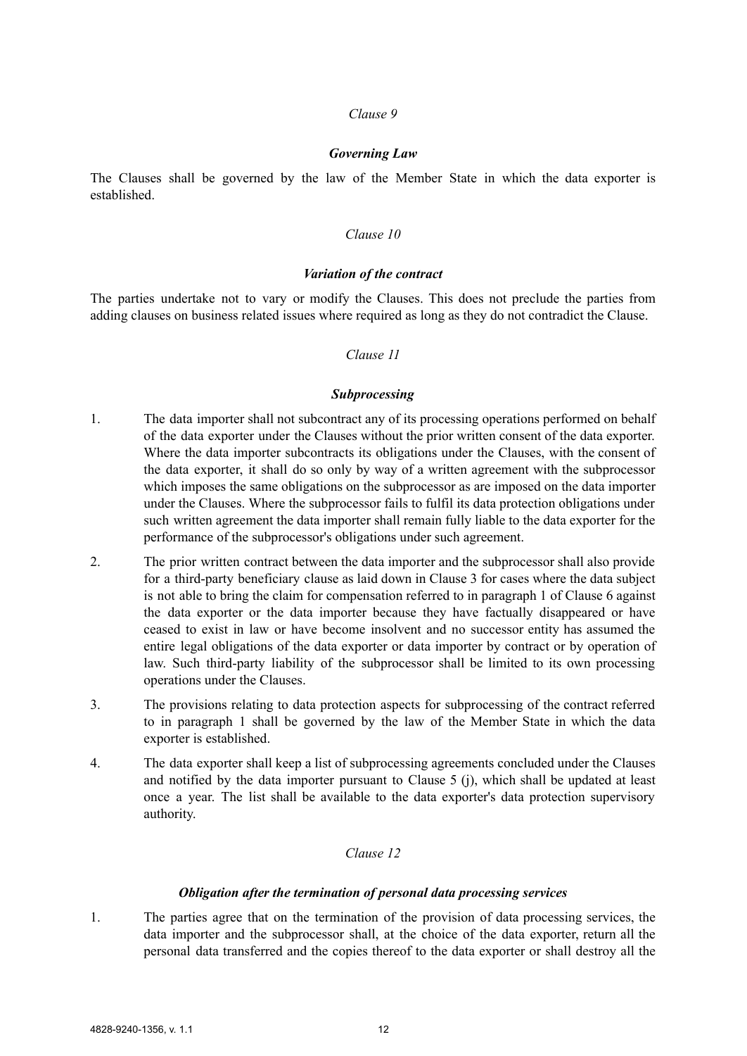*Clause 9*

***Governing Law***

The Clauses shall be governed by the law of the Member State in which the data exporter is established.

*Clause 10*

***Variation of the contract***

The parties undertake not to vary or modify the Clauses. This does not preclude the parties from adding clauses on business related issues where required as long as they do not contradict the Clause.

*Clause 11*

***Subprocessing***

1. The data importer shall not subcontract any of its processing operations performed on behalf of the data exporter under the Clauses without the prior written consent of the data exporter. Where the data importer subcontracts its obligations under the Clauses, with the consent of the data exporter, it shall do so only by way of a written agreement with the subprocessor which imposes the same obligations on the subprocessor as are imposed on the data importer under the Clauses. Where the subprocessor fails to fulfil its data protection obligations under such written agreement the data importer shall remain fully liable to the data exporter for the performance of the subprocessor's obligations under such agreement.

2. The prior written contract between the data importer and the subprocessor shall also provide for a third-party beneficiary clause as laid down in Clause 3 for cases where the data subject is not able to bring the claim for compensation referred to in paragraph 1 of Clause 6 against the data exporter or the data importer because they have factually disappeared or have ceased to exist in law or have become insolvent and no successor entity has assumed the entire legal obligations of the data exporter or data importer by contract or by operation of law. Such third-party liability of the subprocessor shall be limited to its own processing operations under the Clauses.

3. The provisions relating to data protection aspects for subprocessing of the contract referred to in paragraph 1 shall be governed by the law of the Member State in which the data exporter is established.

4. The data exporter shall keep a list of subprocessing agreements concluded under the Clauses and notified by the data importer pursuant to Clause 5 (j), which shall be updated at least once a year. The list shall be available to the data exporter's data protection supervisory authority.

*Clause 12*

***Obligation after the termination of personal data processing services***

1. The parties agree that on the termination of the provision of data processing services, the data importer and the subprocessor shall, at the choice of the data exporter, return all the personal data transferred and the copies thereof to the data exporter or shall destroy all the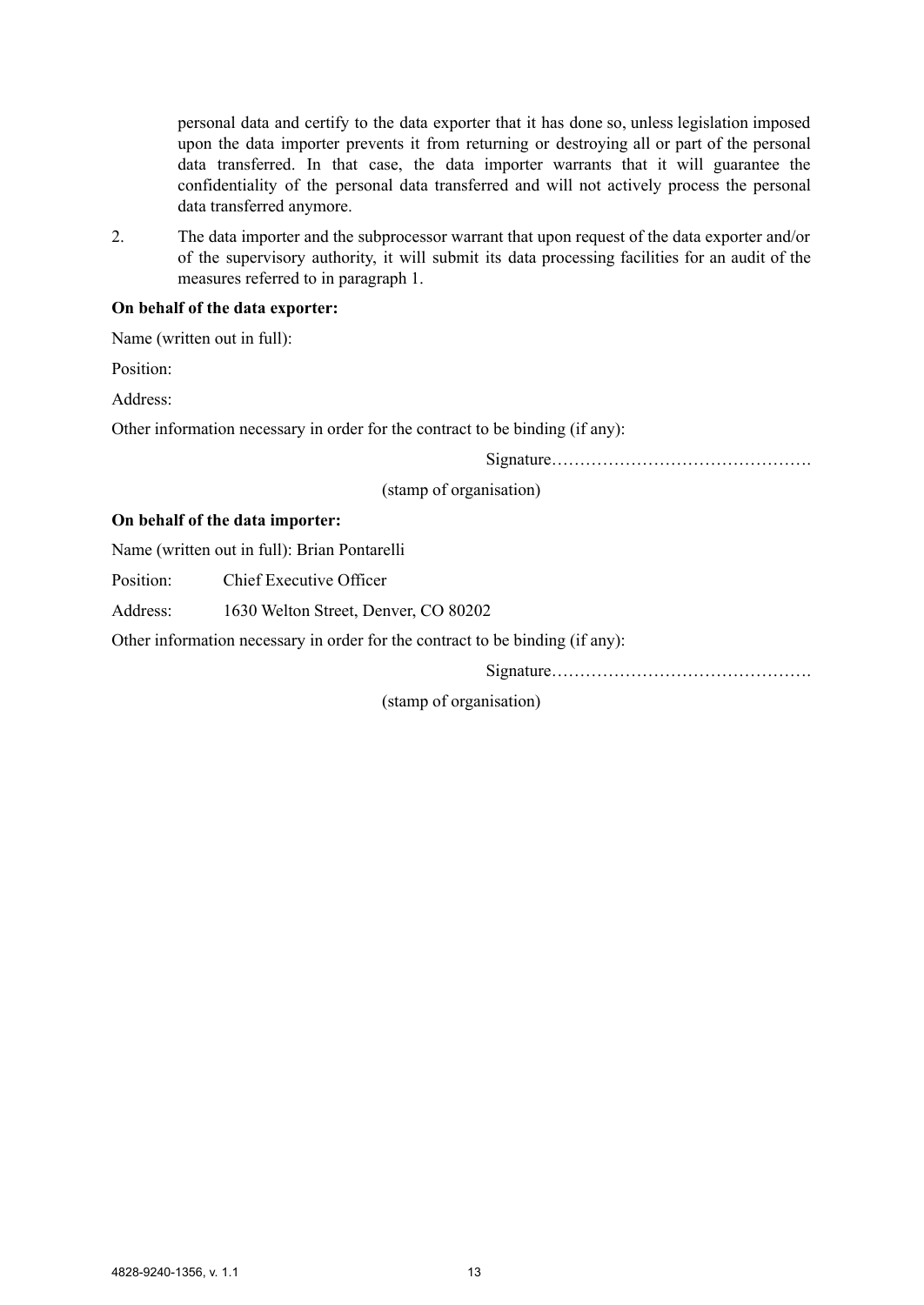personal data and certify to the data exporter that it has done so, unless legislation imposed upon the data importer prevents it from returning or destroying all or part of the personal data transferred. In that case, the data importer warrants that it will guarantee the confidentiality of the personal data transferred and will not actively process the personal data transferred anymore.

2. The data importer and the subprocessor warrant that upon request of the data exporter and/or of the supervisory authority, it will submit its data processing facilities for an audit of the measures referred to in paragraph 1.

**On behalf of the data exporter:**

Name (written out in full):

Position:

Address:

Other information necessary in order for the contract to be binding (if any):

Signature……………………………………….

(stamp of organisation)

**On behalf of the data importer:**

Name (written out in full): Brian Pontarelli

Position: Chief Executive Officer

Address: 1630 Welton Street, Denver, CO 80202

Other information necessary in order for the contract to be binding (if any):

Signature……………………………………….

(stamp of organisation)

4828-9240-1356, v. 1.1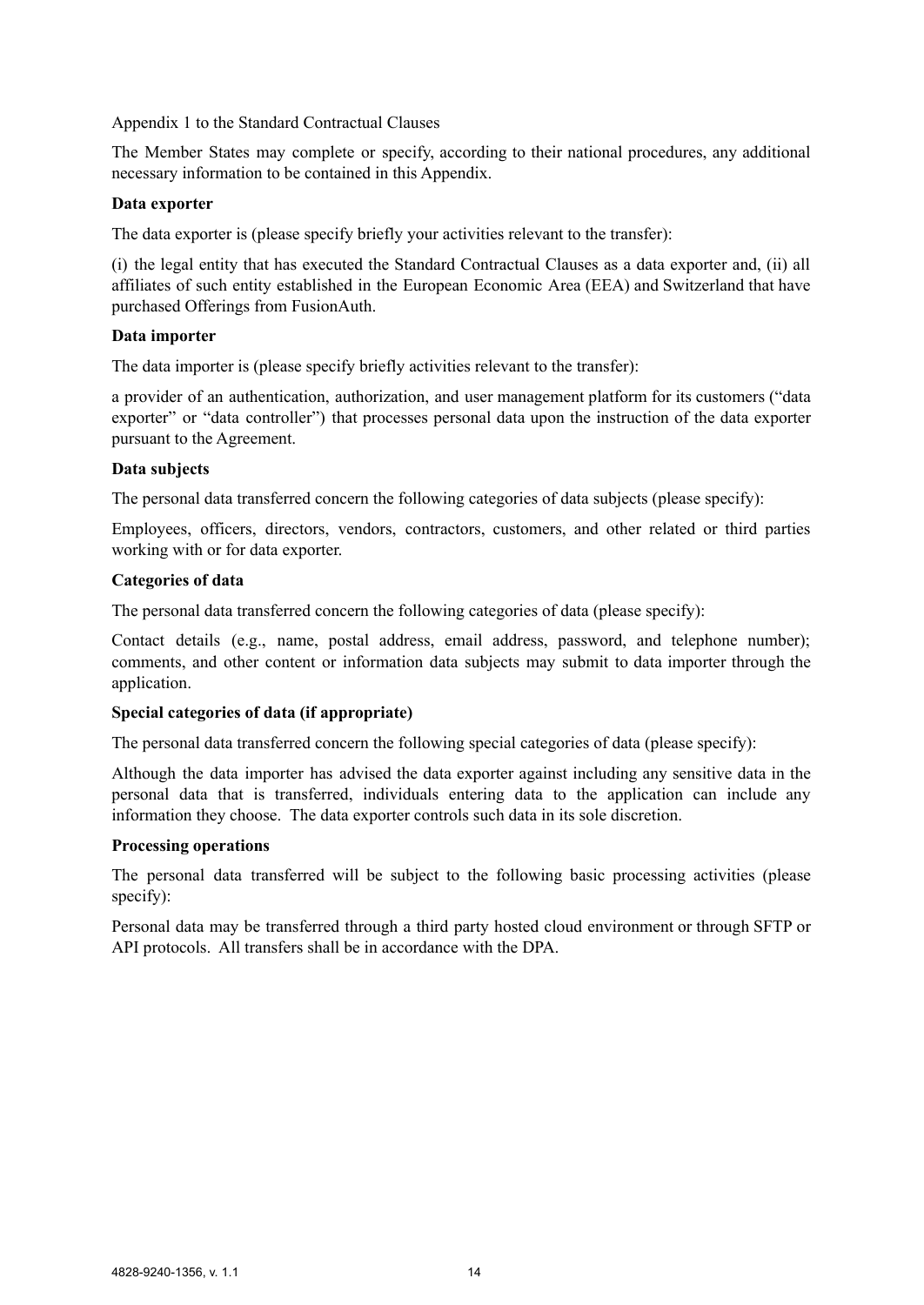Appendix 1 to the Standard Contractual Clauses

The Member States may complete or specify, according to their national procedures, any additional necessary information to be contained in this Appendix.

**Data exporter**

The data exporter is (please specify briefly your activities relevant to the transfer):

(i) the legal entity that has executed the Standard Contractual Clauses as a data exporter and, (ii) all affiliates of such entity established in the European Economic Area (EEA) and Switzerland that have purchased Offerings from FusionAuth.

**Data importer**

The data importer is (please specify briefly activities relevant to the transfer):

a provider of an authentication, authorization, and user management platform for its customers ("data exporter" or "data controller") that processes personal data upon the instruction of the data exporter pursuant to the Agreement.

**Data subjects**

The personal data transferred concern the following categories of data subjects (please specify):

Employees, officers, directors, vendors, contractors, customers, and other related or third parties working with or for data exporter.

**Categories of data**

The personal data transferred concern the following categories of data (please specify):

Contact details (e.g., name, postal address, email address, password, and telephone number); comments, and other content or information data subjects may submit to data importer through the application.

**Special categories of data (if appropriate)**

The personal data transferred concern the following special categories of data (please specify):

Although the data importer has advised the data exporter against including any sensitive data in the personal data that is transferred, individuals entering data to the application can include any information they choose. The data exporter controls such data in its sole discretion.

**Processing operations**

The personal data transferred will be subject to the following basic processing activities (please specify):

Personal data may be transferred through a third party hosted cloud environment or through SFTP or API protocols. All transfers shall be in accordance with the DPA.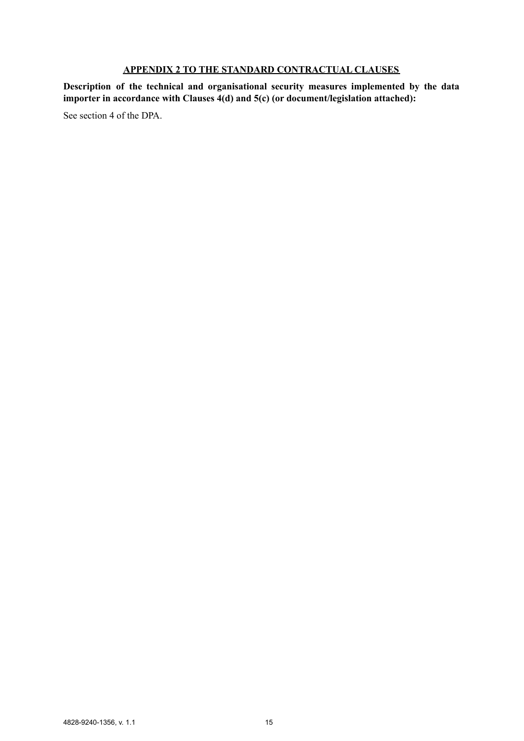## APPENDIX 2 TO THE STANDARD CONTRACTUAL CLAUSES

**Description of the technical and organisational security measures implemented by the data importer in accordance with Clauses 4(d) and 5(c) (or document/legislation attached):**

See section 4 of the DPA.